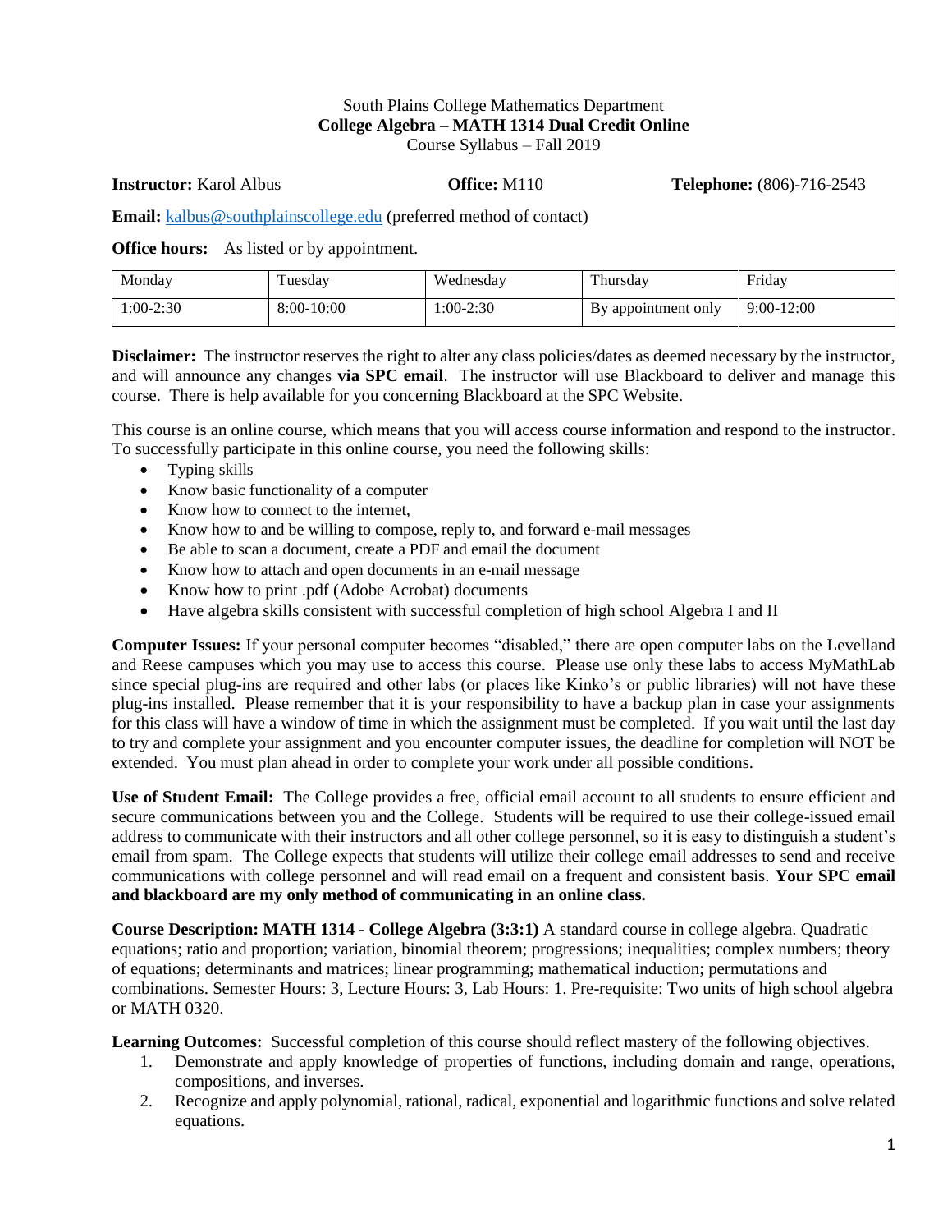South Plains College Mathematics Department

**College Algebra – MATH 1314 Dual Credit Online**

Course Syllabus – Fall 2019

**Instructor:** Karol Albus **Office:** M110 **Telephone:** (806)-716-2543

**Email:** kalbus@southplainscollege.edu (preferred method of contact)

**Office hours:** As listed or by appointment.

| Monday | Tuesday | Wednesday | Thursday | Friday |
|---|---|---|---|---|
| 1:00-2:30 | 8:00-10:00 | 1:00-2:30 | By appointment only | 9:00-12:00 |

**Disclaimer:** The instructor reserves the right to alter any class policies/dates as deemed necessary by the instructor, and will announce any changes **via SPC email**. The instructor will use Blackboard to deliver and manage this course. There is help available for you concerning Blackboard at the SPC Website.

This course is an online course, which means that you will access course information and respond to the instructor. To successfully participate in this online course, you need the following skills:

- Typing skills
- Know basic functionality of a computer
- Know how to connect to the internet,
- Know how to and be willing to compose, reply to, and forward e-mail messages
- Be able to scan a document, create a PDF and email the document
- Know how to attach and open documents in an e-mail message
- Know how to print .pdf (Adobe Acrobat) documents
- Have algebra skills consistent with successful completion of high school Algebra I and II

**Computer Issues:** If your personal computer becomes "disabled," there are open computer labs on the Levelland and Reese campuses which you may use to access this course. Please use only these labs to access MyMathLab since special plug-ins are required and other labs (or places like Kinko's or public libraries) will not have these plug-ins installed. Please remember that it is your responsibility to have a backup plan in case your assignments for this class will have a window of time in which the assignment must be completed. If you wait until the last day to try and complete your assignment and you encounter computer issues, the deadline for completion will NOT be extended. You must plan ahead in order to complete your work under all possible conditions.

**Use of Student Email:** The College provides a free, official email account to all students to ensure efficient and secure communications between you and the College. Students will be required to use their college-issued email address to communicate with their instructors and all other college personnel, so it is easy to distinguish a student's email from spam. The College expects that students will utilize their college email addresses to send and receive communications with college personnel and will read email on a frequent and consistent basis. **Your SPC email and blackboard are my only method of communicating in an online class.**

**Course Description: MATH 1314 - College Algebra (3:3:1)** A standard course in college algebra. Quadratic equations; ratio and proportion; variation, binomial theorem; progressions; inequalities; complex numbers; theory of equations; determinants and matrices; linear programming; mathematical induction; permutations and combinations. Semester Hours: 3, Lecture Hours: 3, Lab Hours: 1. Pre-requisite: Two units of high school algebra or MATH 0320.

**Learning Outcomes:** Successful completion of this course should reflect mastery of the following objectives.

1. Demonstrate and apply knowledge of properties of functions, including domain and range, operations, compositions, and inverses.
2. Recognize and apply polynomial, rational, radical, exponential and logarithmic functions and solve related equations.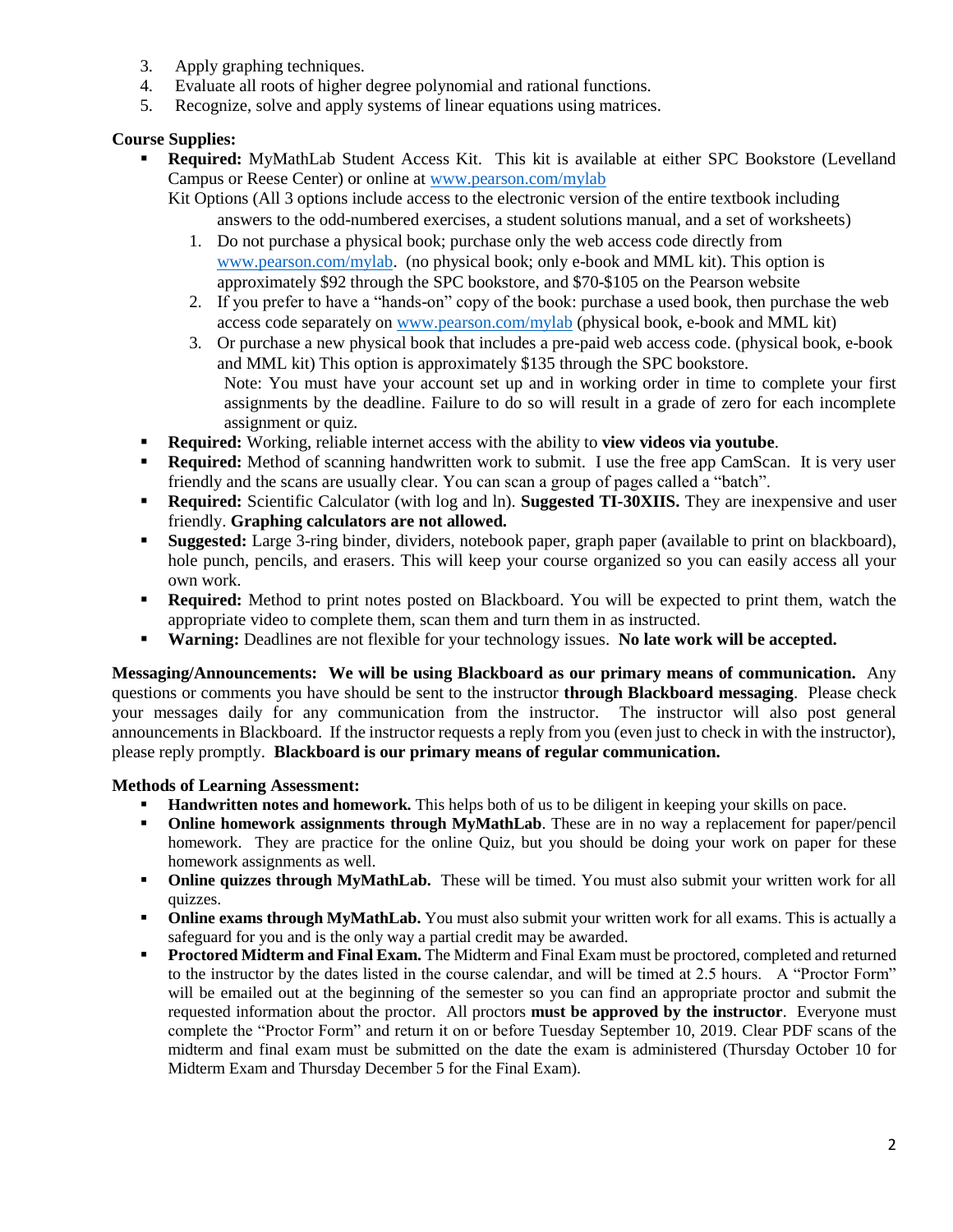3. Apply graphing techniques.
4. Evaluate all roots of higher degree polynomial and rational functions.
5. Recognize, solve and apply systems of linear equations using matrices.

**Course Supplies:**

- **Required:** MyMathLab Student Access Kit. This kit is available at either SPC Bookstore (Levelland Campus or Reese Center) or online at www.pearson.com/mylab

  Kit Options (All 3 options include access to the electronic version of the entire textbook including answers to the odd-numbered exercises, a student solutions manual, and a set of worksheets)

  1. Do not purchase a physical book; purchase only the web access code directly from www.pearson.com/mylab. (no physical book; only e-book and MML kit). This option is approximately $92 through the SPC bookstore, and $70-$105 on the Pearson website
  2. If you prefer to have a "hands-on" copy of the book: purchase a used book, then purchase the web access code separately on www.pearson.com/mylab (physical book, e-book and MML kit)
  3. Or purchase a new physical book that includes a pre-paid web access code. (physical book, e-book and MML kit) This option is approximately $135 through the SPC bookstore.

     Note: You must have your account set up and in working order in time to complete your first assignments by the deadline. Failure to do so will result in a grade of zero for each incomplete assignment or quiz.
- **Required:** Working, reliable internet access with the ability to **view videos via youtube**.
- **Required:** Method of scanning handwritten work to submit. I use the free app CamScan. It is very user friendly and the scans are usually clear. You can scan a group of pages called a "batch".
- **Required:** Scientific Calculator (with log and ln). **Suggested TI-30XIIS.** They are inexpensive and user friendly. **Graphing calculators are not allowed.**
- **Suggested:** Large 3-ring binder, dividers, notebook paper, graph paper (available to print on blackboard), hole punch, pencils, and erasers. This will keep your course organized so you can easily access all your own work.
- **Required:** Method to print notes posted on Blackboard. You will be expected to print them, watch the appropriate video to complete them, scan them and turn them in as instructed.
- **Warning:** Deadlines are not flexible for your technology issues. **No late work will be accepted.**

**Messaging/Announcements: We will be using Blackboard as our primary means of communication.** Any questions or comments you have should be sent to the instructor **through Blackboard messaging**. Please check your messages daily for any communication from the instructor. The instructor will also post general announcements in Blackboard. If the instructor requests a reply from you (even just to check in with the instructor), please reply promptly. **Blackboard is our primary means of regular communication.**

**Methods of Learning Assessment:**

- **Handwritten notes and homework.** This helps both of us to be diligent in keeping your skills on pace.
- **Online homework assignments through MyMathLab**. These are in no way a replacement for paper/pencil homework. They are practice for the online Quiz, but you should be doing your work on paper for these homework assignments as well.
- **Online quizzes through MyMathLab.** These will be timed. You must also submit your written work for all quizzes.
- **Online exams through MyMathLab.** You must also submit your written work for all exams. This is actually a safeguard for you and is the only way a partial credit may be awarded.
- **Proctored Midterm and Final Exam.** The Midterm and Final Exam must be proctored, completed and returned to the instructor by the dates listed in the course calendar, and will be timed at 2.5 hours. A "Proctor Form" will be emailed out at the beginning of the semester so you can find an appropriate proctor and submit the requested information about the proctor. All proctors **must be approved by the instructor**. Everyone must complete the "Proctor Form" and return it on or before Tuesday September 10, 2019. Clear PDF scans of the midterm and final exam must be submitted on the date the exam is administered (Thursday October 10 for Midterm Exam and Thursday December 5 for the Final Exam).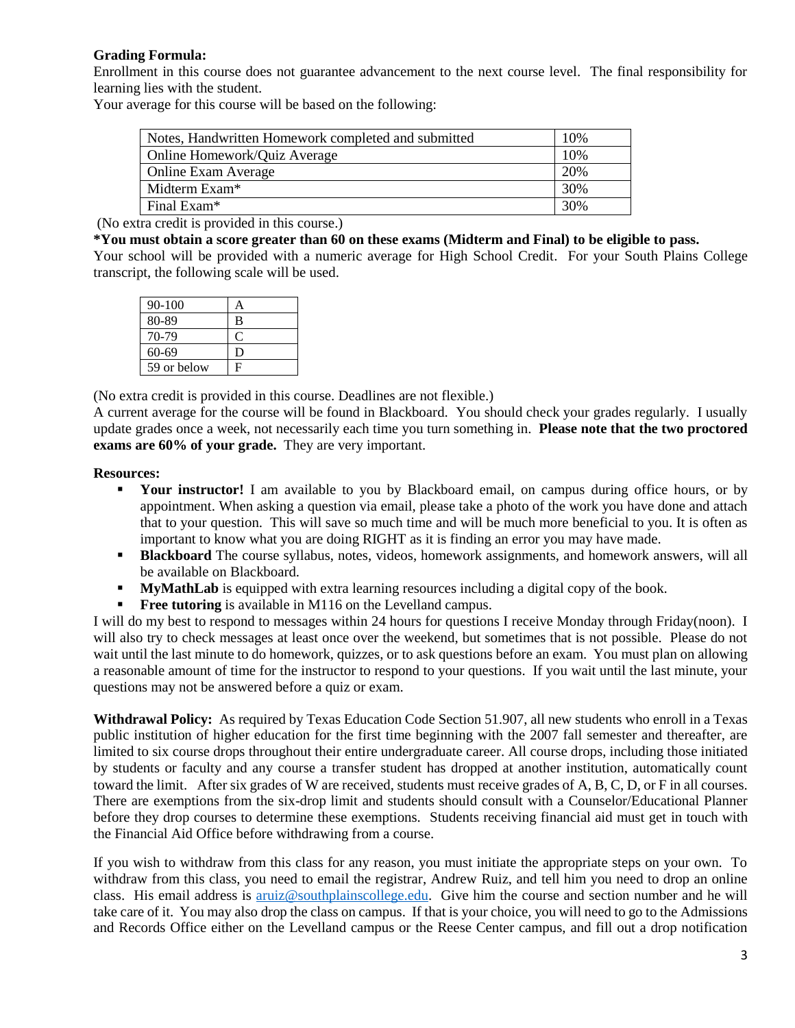**Grading Formula:**
Enrollment in this course does not guarantee advancement to the next course level. The final responsibility for learning lies with the student.
Your average for this course will be based on the following:

| | |
|---|---|
| Notes, Handwritten Homework completed and submitted | 10% |
| Online Homework/Quiz Average | 10% |
| Online Exam Average | 20% |
| Midterm Exam* | 30% |
| Final Exam* | 30% |

(No extra credit is provided in this course.)

**\*You must obtain a score greater than 60 on these exams (Midterm and Final) to be eligible to pass.**

Your school will be provided with a numeric average for High School Credit. For your South Plains College transcript, the following scale will be used.

| | |
|---|---|
| 90-100 | A |
| 80-89 | B |
| 70-79 | C |
| 60-69 | D |
| 59 or below | F |

(No extra credit is provided in this course. Deadlines are not flexible.)

A current average for the course will be found in Blackboard. You should check your grades regularly. I usually update grades once a week, not necessarily each time you turn something in. **Please note that the two proctored exams are 60% of your grade.** They are very important.

**Resources:**

- **Your instructor!** I am available to you by Blackboard email, on campus during office hours, or by appointment. When asking a question via email, please take a photo of the work you have done and attach that to your question. This will save so much time and will be much more beneficial to you. It is often as important to know what you are doing RIGHT as it is finding an error you may have made.
- **Blackboard** The course syllabus, notes, videos, homework assignments, and homework answers, will all be available on Blackboard.
- **MyMathLab** is equipped with extra learning resources including a digital copy of the book.
- **Free tutoring** is available in M116 on the Levelland campus.

I will do my best to respond to messages within 24 hours for questions I receive Monday through Friday(noon). I will also try to check messages at least once over the weekend, but sometimes that is not possible. Please do not wait until the last minute to do homework, quizzes, or to ask questions before an exam. You must plan on allowing a reasonable amount of time for the instructor to respond to your questions. If you wait until the last minute, your questions may not be answered before a quiz or exam.

**Withdrawal Policy:** As required by Texas Education Code Section 51.907, all new students who enroll in a Texas public institution of higher education for the first time beginning with the 2007 fall semester and thereafter, are limited to six course drops throughout their entire undergraduate career. All course drops, including those initiated by students or faculty and any course a transfer student has dropped at another institution, automatically count toward the limit. After six grades of W are received, students must receive grades of A, B, C, D, or F in all courses. There are exemptions from the six-drop limit and students should consult with a Counselor/Educational Planner before they drop courses to determine these exemptions. Students receiving financial aid must get in touch with the Financial Aid Office before withdrawing from a course.

If you wish to withdraw from this class for any reason, you must initiate the appropriate steps on your own. To withdraw from this class, you need to email the registrar, Andrew Ruiz, and tell him you need to drop an online class. His email address is aruiz@southplainscollege.edu. Give him the course and section number and he will take care of it. You may also drop the class on campus. If that is your choice, you will need to go to the Admissions and Records Office either on the Levelland campus or the Reese Center campus, and fill out a drop notification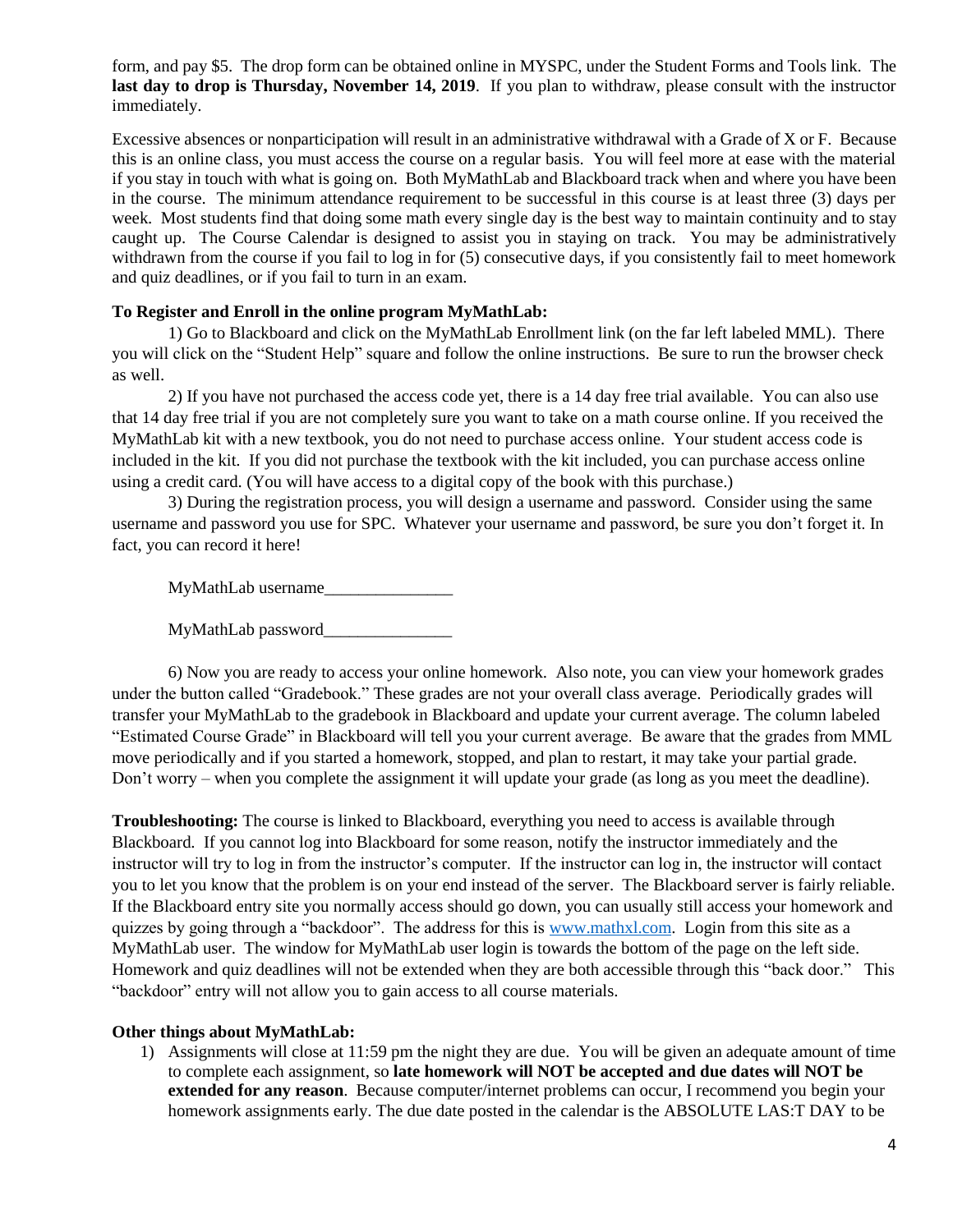form, and pay $5. The drop form can be obtained online in MYSPC, under the Student Forms and Tools link. The **last day to drop is Thursday, November 14, 2019**. If you plan to withdraw, please consult with the instructor immediately.

Excessive absences or nonparticipation will result in an administrative withdrawal with a Grade of X or F. Because this is an online class, you must access the course on a regular basis. You will feel more at ease with the material if you stay in touch with what is going on. Both MyMathLab and Blackboard track when and where you have been in the course. The minimum attendance requirement to be successful in this course is at least three (3) days per week. Most students find that doing some math every single day is the best way to maintain continuity and to stay caught up. The Course Calendar is designed to assist you in staying on track. You may be administratively withdrawn from the course if you fail to log in for (5) consecutive days, if you consistently fail to meet homework and quiz deadlines, or if you fail to turn in an exam.

**To Register and Enroll in the online program MyMathLab:**

1) Go to Blackboard and click on the MyMathLab Enrollment link (on the far left labeled MML). There you will click on the "Student Help" square and follow the online instructions. Be sure to run the browser check as well.

2) If you have not purchased the access code yet, there is a 14 day free trial available. You can also use that 14 day free trial if you are not completely sure you want to take on a math course online. If you received the MyMathLab kit with a new textbook, you do not need to purchase access online. Your student access code is included in the kit. If you did not purchase the textbook with the kit included, you can purchase access online using a credit card. (You will have access to a digital copy of the book with this purchase.)

3) During the registration process, you will design a username and password. Consider using the same username and password you use for SPC. Whatever your username and password, be sure you don't forget it. In fact, you can record it here!

MyMathLab username_______________

MyMathLab password_______________

6) Now you are ready to access your online homework. Also note, you can view your homework grades under the button called "Gradebook." These grades are not your overall class average. Periodically grades will transfer your MyMathLab to the gradebook in Blackboard and update your current average. The column labeled "Estimated Course Grade" in Blackboard will tell you your current average. Be aware that the grades from MML move periodically and if you started a homework, stopped, and plan to restart, it may take your partial grade. Don't worry – when you complete the assignment it will update your grade (as long as you meet the deadline).

**Troubleshooting:** The course is linked to Blackboard, everything you need to access is available through Blackboard. If you cannot log into Blackboard for some reason, notify the instructor immediately and the instructor will try to log in from the instructor's computer. If the instructor can log in, the instructor will contact you to let you know that the problem is on your end instead of the server. The Blackboard server is fairly reliable. If the Blackboard entry site you normally access should go down, you can usually still access your homework and quizzes by going through a "backdoor". The address for this is [www.mathxl.com](http://www.mathxl.com). Login from this site as a MyMathLab user. The window for MyMathLab user login is towards the bottom of the page on the left side. Homework and quiz deadlines will not be extended when they are both accessible through this "back door." This "backdoor" entry will not allow you to gain access to all course materials.

**Other things about MyMathLab:**

1) Assignments will close at 11:59 pm the night they are due. You will be given an adequate amount of time to complete each assignment, so **late homework will NOT be accepted and due dates will NOT be extended for any reason**. Because computer/internet problems can occur, I recommend you begin your homework assignments early. The due date posted in the calendar is the ABSOLUTE LAS:T DAY to be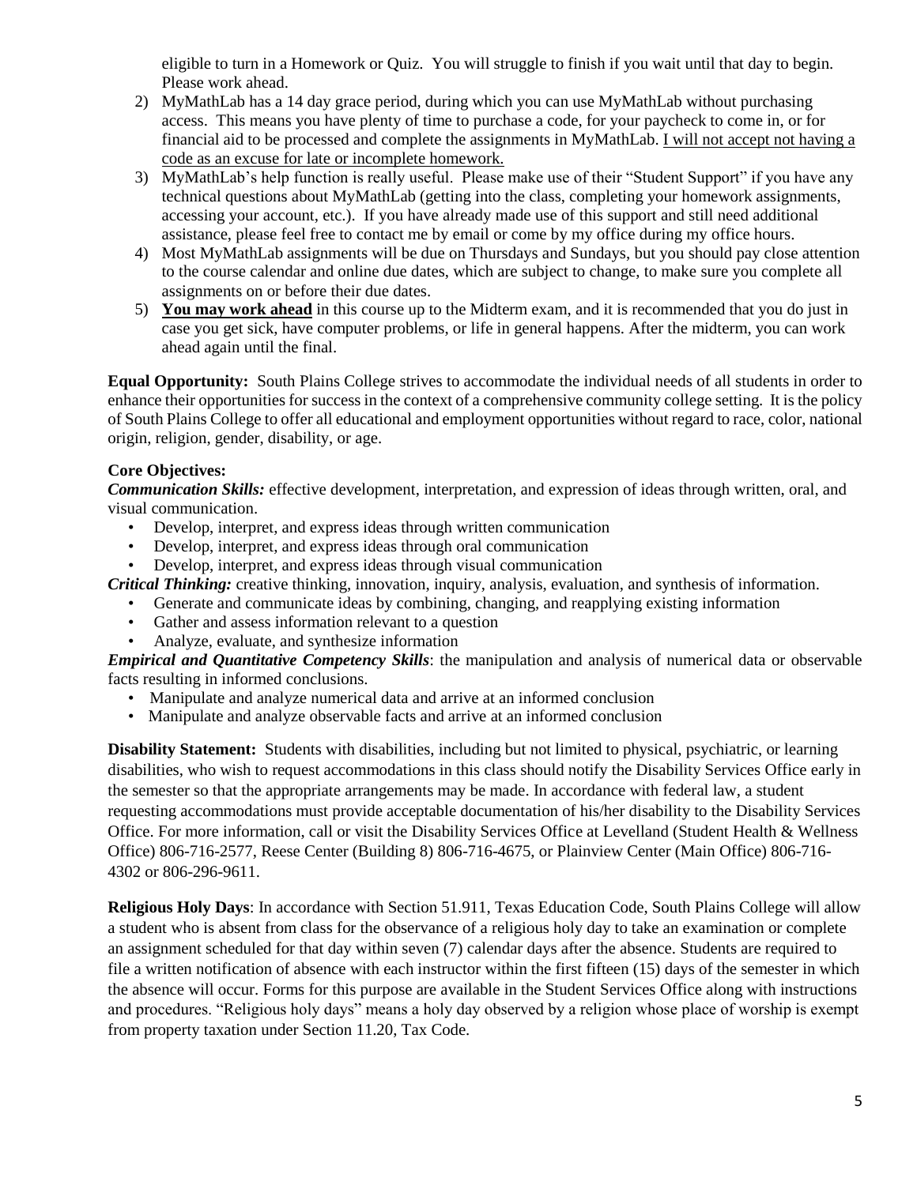eligible to turn in a Homework or Quiz. You will struggle to finish if you wait until that day to begin. Please work ahead.

2) MyMathLab has a 14 day grace period, during which you can use MyMathLab without purchasing access. This means you have plenty of time to purchase a code, for your paycheck to come in, or for financial aid to be processed and complete the assignments in MyMathLab. <u>I will not accept not having a code as an excuse for late or incomplete homework.</u>
3) MyMathLab's help function is really useful. Please make use of their "Student Support" if you have any technical questions about MyMathLab (getting into the class, completing your homework assignments, accessing your account, etc.). If you have already made use of this support and still need additional assistance, please feel free to contact me by email or come by my office during my office hours.
4) Most MyMathLab assignments will be due on Thursdays and Sundays, but you should pay close attention to the course calendar and online due dates, which are subject to change, to make sure you complete all assignments on or before their due dates.
5) **<u>You may work ahead</u>** in this course up to the Midterm exam, and it is recommended that you do just in case you get sick, have computer problems, or life in general happens. After the midterm, you can work ahead again until the final.

**Equal Opportunity:** South Plains College strives to accommodate the individual needs of all students in order to enhance their opportunities for success in the context of a comprehensive community college setting. It is the policy of South Plains College to offer all educational and employment opportunities without regard to race, color, national origin, religion, gender, disability, or age.

**Core Objectives:**

***Communication Skills:*** effective development, interpretation, and expression of ideas through written, oral, and visual communication.

- Develop, interpret, and express ideas through written communication
- Develop, interpret, and express ideas through oral communication
- Develop, interpret, and express ideas through visual communication

***Critical Thinking:*** creative thinking, innovation, inquiry, analysis, evaluation, and synthesis of information.

- Generate and communicate ideas by combining, changing, and reapplying existing information
- Gather and assess information relevant to a question
- Analyze, evaluate, and synthesize information

***Empirical and Quantitative Competency Skills***: the manipulation and analysis of numerical data or observable facts resulting in informed conclusions.

- Manipulate and analyze numerical data and arrive at an informed conclusion
- Manipulate and analyze observable facts and arrive at an informed conclusion

**Disability Statement:** Students with disabilities, including but not limited to physical, psychiatric, or learning disabilities, who wish to request accommodations in this class should notify the Disability Services Office early in the semester so that the appropriate arrangements may be made. In accordance with federal law, a student requesting accommodations must provide acceptable documentation of his/her disability to the Disability Services Office. For more information, call or visit the Disability Services Office at Levelland (Student Health & Wellness Office) 806-716-2577, Reese Center (Building 8) 806-716-4675, or Plainview Center (Main Office) 806-716-4302 or 806-296-9611.

**Religious Holy Days**: In accordance with Section 51.911, Texas Education Code, South Plains College will allow a student who is absent from class for the observance of a religious holy day to take an examination or complete an assignment scheduled for that day within seven (7) calendar days after the absence. Students are required to file a written notification of absence with each instructor within the first fifteen (15) days of the semester in which the absence will occur. Forms for this purpose are available in the Student Services Office along with instructions and procedures. "Religious holy days" means a holy day observed by a religion whose place of worship is exempt from property taxation under Section 11.20, Tax Code.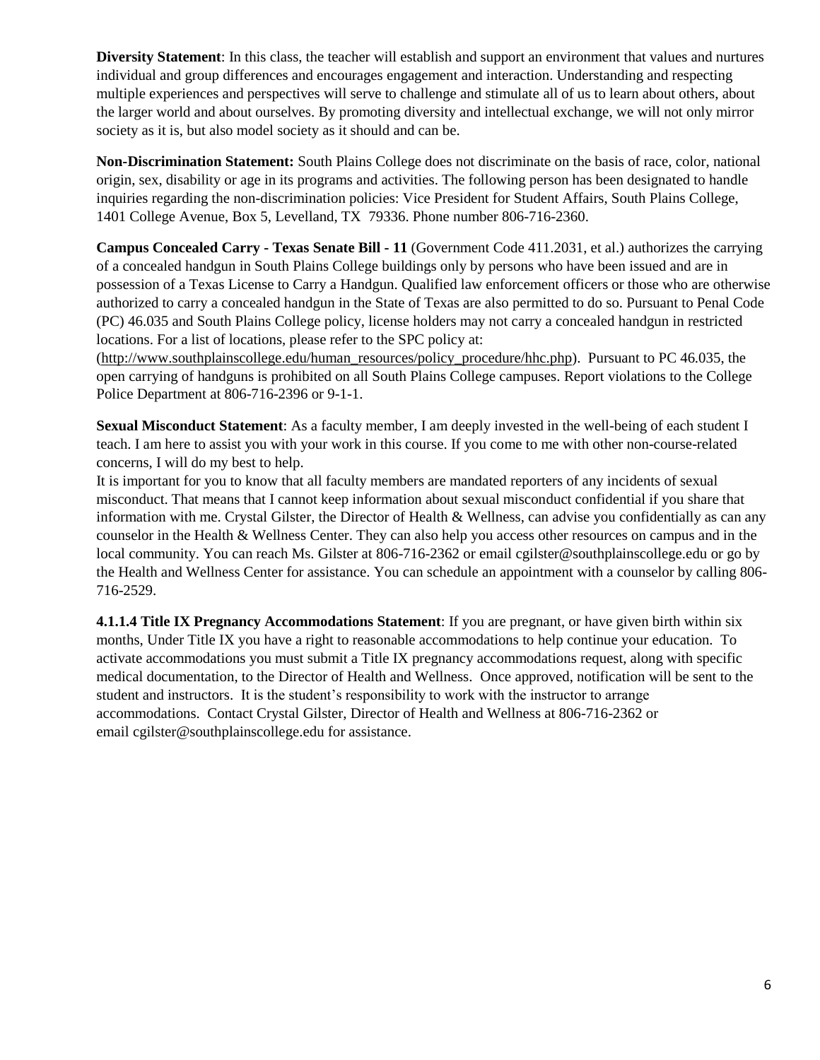**Diversity Statement**: In this class, the teacher will establish and support an environment that values and nurtures individual and group differences and encourages engagement and interaction. Understanding and respecting multiple experiences and perspectives will serve to challenge and stimulate all of us to learn about others, about the larger world and about ourselves. By promoting diversity and intellectual exchange, we will not only mirror society as it is, but also model society as it should and can be.

**Non-Discrimination Statement:** South Plains College does not discriminate on the basis of race, color, national origin, sex, disability or age in its programs and activities. The following person has been designated to handle inquiries regarding the non-discrimination policies: Vice President for Student Affairs, South Plains College, 1401 College Avenue, Box 5, Levelland, TX 79336. Phone number 806-716-2360.

**Campus Concealed Carry - Texas Senate Bill - 11** (Government Code 411.2031, et al.) authorizes the carrying of a concealed handgun in South Plains College buildings only by persons who have been issued and are in possession of a Texas License to Carry a Handgun. Qualified law enforcement officers or those who are otherwise authorized to carry a concealed handgun in the State of Texas are also permitted to do so. Pursuant to Penal Code (PC) 46.035 and South Plains College policy, license holders may not carry a concealed handgun in restricted locations. For a list of locations, please refer to the SPC policy at: (http://www.southplainscollege.edu/human_resources/policy_procedure/hhc.php). Pursuant to PC 46.035, the open carrying of handguns is prohibited on all South Plains College campuses. Report violations to the College Police Department at 806-716-2396 or 9-1-1.

**Sexual Misconduct Statement**: As a faculty member, I am deeply invested in the well-being of each student I teach. I am here to assist you with your work in this course. If you come to me with other non-course-related concerns, I will do my best to help.

It is important for you to know that all faculty members are mandated reporters of any incidents of sexual misconduct. That means that I cannot keep information about sexual misconduct confidential if you share that information with me. Crystal Gilster, the Director of Health & Wellness, can advise you confidentially as can any counselor in the Health & Wellness Center. They can also help you access other resources on campus and in the local community. You can reach Ms. Gilster at 806-716-2362 or email cgilster@southplainscollege.edu or go by the Health and Wellness Center for assistance. You can schedule an appointment with a counselor by calling 806-716-2529.

**4.1.1.4 Title IX Pregnancy Accommodations Statement**: If you are pregnant, or have given birth within six months, Under Title IX you have a right to reasonable accommodations to help continue your education. To activate accommodations you must submit a Title IX pregnancy accommodations request, along with specific medical documentation, to the Director of Health and Wellness. Once approved, notification will be sent to the student and instructors. It is the student's responsibility to work with the instructor to arrange accommodations. Contact Crystal Gilster, Director of Health and Wellness at 806-716-2362 or email cgilster@southplainscollege.edu for assistance.